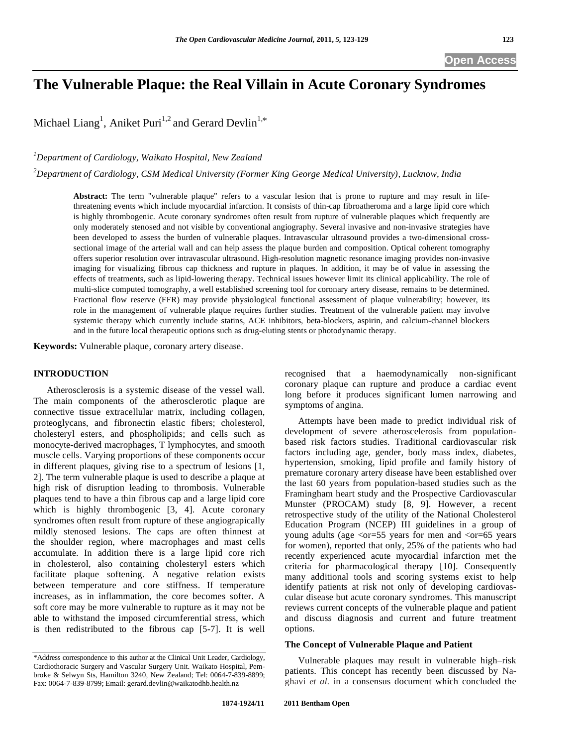# The Vulnerable Plaque: the Real Villain in Acute Coronary Syndromes

Michael Liang[1], Aniket Puri[1,2] and Gerard Devlin[1,*]

[1]*Department of Cardiology, Waikato Hospital, New Zealand*

[2]*Department of Cardiology, CSM Medical University (Former King George Medical University), Lucknow, India*

**Abstract:** The term "vulnerable plaque" refers to a vascular lesion that is prone to rupture and may result in life-threatening events which include myocardial infarction. It consists of thin-cap fibroatheroma and a large lipid core which is highly thrombogenic. Acute coronary syndromes often result from rupture of vulnerable plaques which frequently are only moderately stenosed and not visible by conventional angiography. Several invasive and non-invasive strategies have been developed to assess the burden of vulnerable plaques. Intravascular ultrasound provides a two-dimensional cross-sectional image of the arterial wall and can help assess the plaque burden and composition. Optical coherent tomography offers superior resolution over intravascular ultrasound. High-resolution magnetic resonance imaging provides non-invasive imaging for visualizing fibrous cap thickness and rupture in plaques. In addition, it may be of value in assessing the effects of treatments, such as lipid-lowering therapy. Technical issues however limit its clinical applicability. The role of multi-slice computed tomography, a well established screening tool for coronary artery disease, remains to be determined. Fractional flow reserve (FFR) may provide physiological functional assessment of plaque vulnerability; however, its role in the management of vulnerable plaque requires further studies. Treatment of the vulnerable patient may involve systemic therapy which currently include statins, ACE inhibitors, beta-blockers, aspirin, and calcium-channel blockers and in the future local therapeutic options such as drug-eluting stents or photodynamic therapy.

**Keywords:** Vulnerable plaque, coronary artery disease.

## INTRODUCTION

Atherosclerosis is a systemic disease of the vessel wall. The main components of the atherosclerotic plaque are connective tissue extracellular matrix, including collagen, proteoglycans, and fibronectin elastic fibers; cholesterol, cholesteryl esters, and phospholipids; and cells such as monocyte-derived macrophages, T lymphocytes, and smooth muscle cells. Varying proportions of these components occur in different plaques, giving rise to a spectrum of lesions [1, 2]. The term vulnerable plaque is used to describe a plaque at high risk of disruption leading to thrombosis. Vulnerable plaques tend to have a thin fibrous cap and a large lipid core which is highly thrombogenic [3, 4]. Acute coronary syndromes often result from rupture of these angiograpically mildly stenosed lesions. The caps are often thinnest at the shoulder region, where macrophages and mast cells accumulate. In addition there is a large lipid core rich in cholesterol, also containing cholesteryl esters which facilitate plaque softening. A negative relation exists between temperature and core stiffness. If temperature increases, as in inflammation, the core becomes softer. A soft core may be more vulnerable to rupture as it may not be able to withstand the imposed circumferential stress, which is then redistributed to the fibrous cap [5-7]. It is well recognised that a haemodynamically non-significant coronary plaque can rupture and produce a cardiac event long before it produces significant lumen narrowing and symptoms of angina.

Attempts have been made to predict individual risk of development of severe atherosclerosis from population-based risk factors studies. Traditional cardiovascular risk factors including age, gender, body mass index, diabetes, hypertension, smoking, lipid profile and family history of premature coronary artery disease have been established over the last 60 years from population-based studies such as the Framingham heart study and the Prospective Cardiovascular Munster (PROCAM) study [8, 9]. However, a recent retrospective study of the utility of the National Cholesterol Education Program (NCEP) III guidelines in a group of young adults (age <or=55 years for men and <or=65 years for women), reported that only, 25% of the patients who had recently experienced acute myocardial infarction met the criteria for pharmacological therapy [10]. Consequently many additional tools and scoring systems exist to help identify patients at risk not only of developing cardiovascular disease but acute coronary syndromes. This manuscript reviews current concepts of the vulnerable plaque and patient and discuss diagnosis and current and future treatment options.

### The Concept of Vulnerable Plaque and Patient

Vulnerable plaques may result in vulnerable high–risk patients. This concept has recently been discussed by Naghavi *et al*. in a consensus document which concluded the

*Address correspondence to this author at the Clinical Unit Leader, Cardiology, Cardiothoracic Surgery and Vascular Surgery Unit. Waikato Hospital, Pembroke & Selwyn Sts, Hamilton 3240, New Zealand; Tel: 0064-7-839-8899; Fax: 0064-7-839-8799; Email: gerard.devlin@waikatodhb.health.nz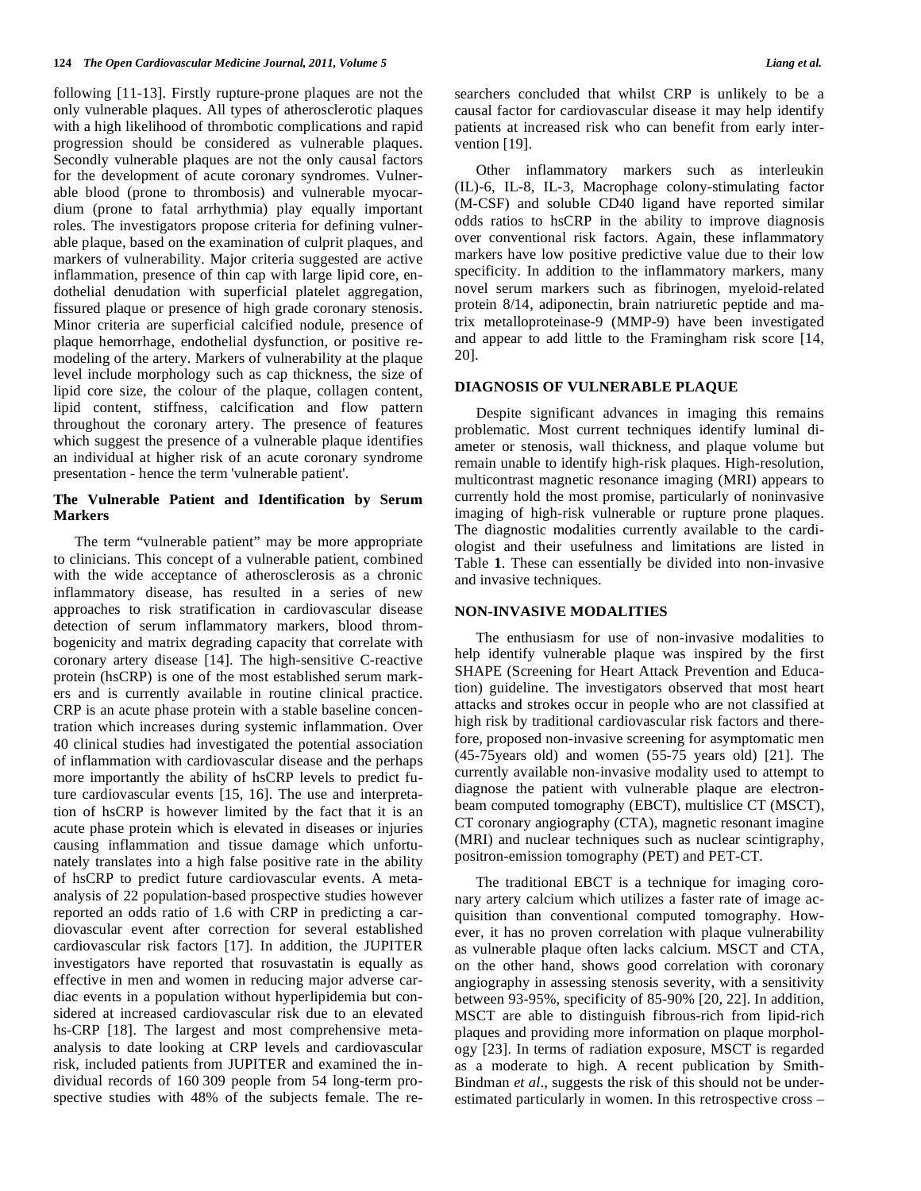following [11-13]. Firstly rupture-prone plaques are not the only vulnerable plaques. All types of atherosclerotic plaques with a high likelihood of thrombotic complications and rapid progression should be considered as vulnerable plaques. Secondly vulnerable plaques are not the only causal factors for the development of acute coronary syndromes. Vulnerable blood (prone to thrombosis) and vulnerable myocardium (prone to fatal arrhythmia) play equally important roles. The investigators propose criteria for defining vulnerable plaque, based on the examination of culprit plaques, and markers of vulnerability. Major criteria suggested are active inflammation, presence of thin cap with large lipid core, endothelial denudation with superficial platelet aggregation, fissured plaque or presence of high grade coronary stenosis. Minor criteria are superficial calcified nodule, presence of plaque hemorrhage, endothelial dysfunction, or positive remodeling of the artery. Markers of vulnerability at the plaque level include morphology such as cap thickness, the size of lipid core size, the colour of the plaque, collagen content, lipid content, stiffness, calcification and flow pattern throughout the coronary artery. The presence of features which suggest the presence of a vulnerable plaque identifies an individual at higher risk of an acute coronary syndrome presentation - hence the term 'vulnerable patient'.

### The Vulnerable Patient and Identification by Serum Markers

The term "vulnerable patient" may be more appropriate to clinicians. This concept of a vulnerable patient, combined with the wide acceptance of atherosclerosis as a chronic inflammatory disease, has resulted in a series of new approaches to risk stratification in cardiovascular disease detection of serum inflammatory markers, blood thrombogenicity and matrix degrading capacity that correlate with coronary artery disease [14]. The high-sensitive C-reactive protein (hsCRP) is one of the most established serum markers and is currently available in routine clinical practice. CRP is an acute phase protein with a stable baseline concentration which increases during systemic inflammation. Over 40 clinical studies had investigated the potential association of inflammation with cardiovascular disease and the perhaps more importantly the ability of hsCRP levels to predict future cardiovascular events [15, 16]. The use and interpretation of hsCRP is however limited by the fact that it is an acute phase protein which is elevated in diseases or injuries causing inflammation and tissue damage which unfortunately translates into a high false positive rate in the ability of hsCRP to predict future cardiovascular events. A meta-analysis of 22 population-based prospective studies however reported an odds ratio of 1.6 with CRP in predicting a cardiovascular event after correction for several established cardiovascular risk factors [17]. In addition, the JUPITER investigators have reported that rosuvastatin is equally as effective in men and women in reducing major adverse cardiac events in a population without hyperlipidemia but considered at increased cardiovascular risk due to an elevated hs-CRP [18]. The largest and most comprehensive meta-analysis to date looking at CRP levels and cardiovascular risk, included patients from JUPITER and examined the individual records of 160 309 people from 54 long-term prospective studies with 48% of the subjects female. The researchers concluded that whilst CRP is unlikely to be a causal factor for cardiovascular disease it may help identify patients at increased risk who can benefit from early intervention [19].

Other inflammatory markers such as interleukin (IL)-6, IL-8, IL-3, Macrophage colony-stimulating factor (M-CSF) and soluble CD40 ligand have reported similar odds ratios to hsCRP in the ability to improve diagnosis over conventional risk factors. Again, these inflammatory markers have low positive predictive value due to their low specificity. In addition to the inflammatory markers, many novel serum markers such as fibrinogen, myeloid-related protein 8/14, adiponectin, brain natriuretic peptide and matrix metalloproteinase-9 (MMP-9) have been investigated and appear to add little to the Framingham risk score [14, 20].

## DIAGNOSIS OF VULNERABLE PLAQUE

Despite significant advances in imaging this remains problematic. Most current techniques identify luminal diameter or stenosis, wall thickness, and plaque volume but remain unable to identify high-risk plaques. High-resolution, multicontrast magnetic resonance imaging (MRI) appears to currently hold the most promise, particulary of noninvasive imaging of high-risk vulnerable or rupture prone plaques. The diagnostic modalities currently available to the cardiologist and their usefulness and limitations are listed in Table **1**. These can essentially be divided into non-invasive and invasive techniques.

## NON-INVASIVE MODALITIES

The enthusiasm for use of non-invasive modalities to help identify vulnerable plaque was inspired by the first SHAPE (Screening for Heart Attack Prevention and Education) guideline. The investigators observed that most heart attacks and strokes occur in people who are not classified at high risk by traditional cardiovascular risk factors and therefore, proposed non-invasive screening for asymptomatic men (45-75years old) and women (55-75 years old) [21]. The currently available non-invasive modality used to attempt to diagnose the patient with vulnerable plaque are electron-beam computed tomography (EBCT), multislice CT (MSCT), CT coronary angiography (CTA), magnetic resonant imagine (MRI) and nuclear techniques such as nuclear scintigraphy, positron-emission tomography (PET) and PET-CT.

The traditional EBCT is a technique for imaging coronary artery calcium which utilizes a faster rate of image acquisition than conventional computed tomography. However, it has no proven correlation with plaque vulnerability as vulnerable plaque often lacks calcium. MSCT and CTA, on the other hand, shows good correlation with coronary angiography in assessing stenosis severity, with a sensitivity between 93-95%, specificity of 85-90% [20, 22]. In addition, MSCT are able to distinguish fibrous-rich from lipid-rich plaques and providing more information on plaque morphology [23]. In terms of radiation exposure, MSCT is regarded as a moderate to high. A recent publication by Smith-Bindman *et al*., suggests the risk of this should not be underestimated particularly in women. In this retrospective cross –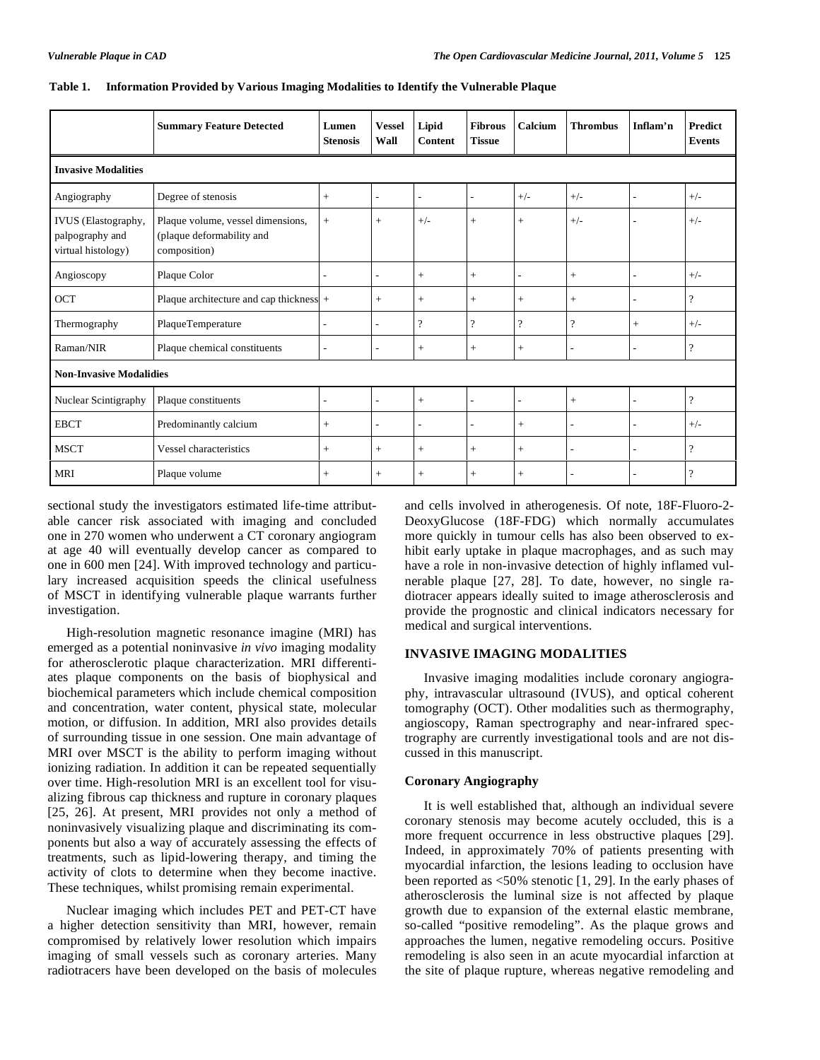**Table 1. Information Provided by Various Imaging Modalities to Identify the Vulnerable Plaque**

| | Summary Feature Detected | Lumen Stenosis | Vessel Wall | Lipid Content | Fibrous Tissue | Calcium | Thrombus | Inflam'n | Predict Events |
|---|---|---|---|---|---|---|---|---|---|
| **Invasive Modalities** | | | | | | | | | |
| Angiography | Degree of stenosis | + | - | - | - | +/- | +/- | - | +/- |
| IVUS (Elastography, palpography and virtual histology) | Plaque volume, vessel dimensions, (plaque deformability and composition) | + | + | +/- | + | + | +/- | - | +/- |
| Angioscopy | Plaque Color | - | - | + | + | - | + | - | +/- |
| OCT | Plaque architecture and cap thickness | + | + | + | + | + | + | - | ? |
| Thermography | PlaqueTemperature | - | - | ? | ? | ? | ? | + | +/- |
| Raman/NIR | Plaque chemical constituents | - | - | + | + | + | - | - | ? |
| **Non-Invasive Modalidies** | | | | | | | | | |
| Nuclear Scintigraphy | Plaque constituents | - | - | + | - | - | + | - | ? |
| EBCT | Predominantly calcium | + | - | - | - | + | - | - | +/- |
| MSCT | Vessel characteristics | + | + | + | + | + | - | - | ? |
| MRI | Plaque volume | + | + | + | + | + | - | - | ? |

sectional study the investigators estimated life-time attributable cancer risk associated with imaging and concluded one in 270 women who underwent a CT coronary angiogram at age 40 will eventually develop cancer as compared to one in 600 men [24]. With improved technology and particulary increased acquisition speeds the clinical usefulness of MSCT in identifying vulnerable plaque warrants further investigation.

High-resolution magnetic resonance imagine (MRI) has emerged as a potential noninvasive *in vivo* imaging modality for atherosclerotic plaque characterization. MRI differentiates plaque components on the basis of biophysical and biochemical parameters which include chemical composition and concentration, water content, physical state, molecular motion, or diffusion. In addition, MRI also provides details of surrounding tissue in one session. One main advantage of MRI over MSCT is the ability to perform imaging without ionizing radiation. In addition it can be repeated sequentially over time. High-resolution MRI is an excellent tool for visualizing fibrous cap thickness and rupture in coronary plaques [25, 26]. At present, MRI provides not only a method of noninvasively visualizing plaque and discriminating its components but also a way of accurately assessing the effects of treatments, such as lipid-lowering therapy, and timing the activity of clots to determine when they become inactive. These techniques, whilst promising remain experimental.

Nuclear imaging which includes PET and PET-CT have a higher detection sensitivity than MRI, however, remain compromised by relatively lower resolution which impairs imaging of small vessels such as coronary arteries. Many radiotracers have been developed on the basis of molecules and cells involved in atherogenesis. Of note, 18F-Fluoro-2-DeoxyGlucose (18F-FDG) which normally accumulates more quickly in tumour cells has also been observed to exhibit early uptake in plaque macrophages, and as such may have a role in non-invasive detection of highly inflamed vulnerable plaque [27, 28]. To date, however, no single radiotracer appears ideally suited to image atherosclerosis and provide the prognostic and clinical indicators necessary for medical and surgical interventions.

## INVASIVE IMAGING MODALITIES

Invasive imaging modalities include coronary angiography, intravascular ultrasound (IVUS), and optical coherent tomography (OCT). Other modalities such as thermography, angioscopy, Raman spectrography and near-infrared spectrography are currently investigational tools and are not discussed in this manuscript.

### Coronary Angiography

It is well established that, although an individual severe coronary stenosis may become acutely occluded, this is a more frequent occurrence in less obstructive plaques [29]. Indeed, in approximately 70% of patients presenting with myocardial infarction, the lesions leading to occlusion have been reported as <50% stenotic [1, 29]. In the early phases of atherosclerosis the luminal size is not affected by plaque growth due to expansion of the external elastic membrane, so-called "positive remodeling". As the plaque grows and approaches the lumen, negative remodeling occurs. Positive remodeling is also seen in an acute myocardial infarction at the site of plaque rupture, whereas negative remodeling and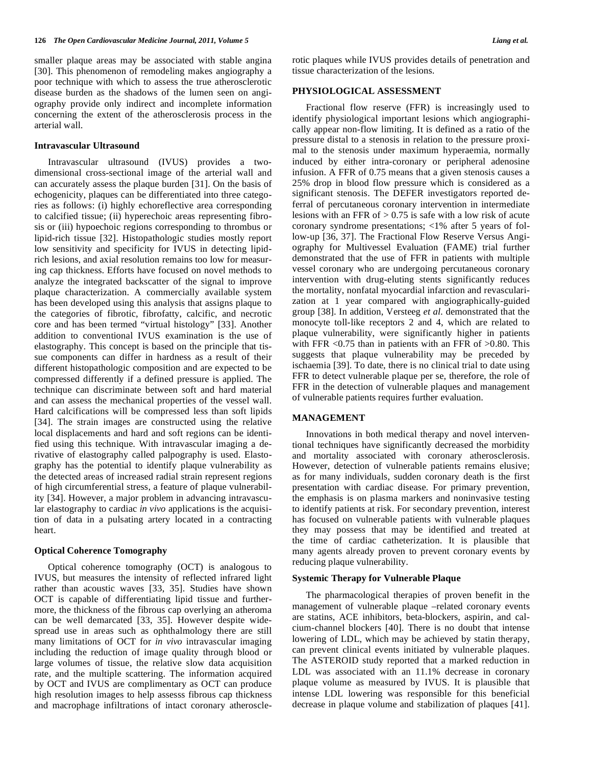smaller plaque areas may be associated with stable angina [30]. This phenomenon of remodeling makes angiography a poor technique with which to assess the true atherosclerotic disease burden as the shadows of the lumen seen on angiography provide only indirect and incomplete information concerning the extent of the atherosclerosis process in the arterial wall.

### Intravascular Ultrasound

Intravascular ultrasound (IVUS) provides a two-dimensional cross-sectional image of the arterial wall and can accurately assess the plaque burden [31]. On the basis of echogenicity, plaques can be differentiated into three categories as follows: (i) highly echoreflective area corresponding to calcified tissue; (ii) hyperechoic areas representing fibrosis or (iii) hypoechoic regions corresponding to thrombus or lipid-rich tissue [32]. Histopathologic studies mostly report low sensitivity and specificity for IVUS in detecting lipid-rich lesions, and axial resolution remains too low for measuring cap thickness. Efforts have focused on novel methods to analyze the integrated backscatter of the signal to improve plaque characterization. A commercially available system has been developed using this analysis that assigns plaque to the categories of fibrotic, fibrofatty, calcific, and necrotic core and has been termed "virtual histology" [33]. Another addition to conventional IVUS examination is the use of elastography. This concept is based on the principle that tissue components can differ in hardness as a result of their different histopathologic composition and are expected to be compressed differently if a defined pressure is applied. The technique can discriminate between soft and hard material and can assess the mechanical properties of the vessel wall. Hard calcifications will be compressed less than soft lipids [34]. The strain images are constructed using the relative local displacements and hard and soft regions can be identified using this technique. With intravascular imaging a derivative of elastography called palpography is used. Elastography has the potential to identify plaque vulnerability as the detected areas of increased radial strain represent regions of high circumferential stress, a feature of plaque vulnerability [34]. However, a major problem in advancing intravascular elastography to cardiac *in vivo* applications is the acquisition of data in a pulsating artery located in a contracting heart.

### Optical Coherence Tomography

Optical coherence tomography (OCT) is analogous to IVUS, but measures the intensity of reflected infrared light rather than acoustic waves [33, 35]. Studies have shown OCT is capable of differentiating lipid tissue and furthermore, the thickness of the fibrous cap overlying an atheroma can be well demarcated [33, 35]. However despite widespread use in areas such as ophthalmology there are still many limitations of OCT for *in vivo* intravascular imaging including the reduction of image quality through blood or large volumes of tissue, the relative slow data acquisition rate, and the multiple scattering. The information acquired by OCT and IVUS are complimentary as OCT can produce high resolution images to help assesss fibrous cap thickness and macrophage infiltrations of intact coronary atherosclerotic plaques while IVUS provides details of penetration and tissue characterization of the lesions.

## PHYSIOLOGICAL ASSESSMENT

Fractional flow reserve (FFR) is increasingly used to identify physiological important lesions which angiographically appear non-flow limiting. It is defined as a ratio of the pressure distal to a stenosis in relation to the pressure proximal to the stenosis under maximum hyperaemia, normally induced by either intra-coronary or peripheral adenosine infusion. A FFR of 0.75 means that a given stenosis causes a 25% drop in blood flow pressure which is considered as a significant stenosis. The DEFER investigators reported deferral of percutaneous coronary intervention in intermediate lesions with an FFR of > 0.75 is safe with a low risk of acute coronary syndrome presentations; <1% after 5 years of follow-up [36, 37]. The Fractional Flow Reserve Versus Angiography for Multivessel Evaluation (FAME) trial further demonstrated that the use of FFR in patients with multiple vessel coronary who are undergoing percutaneous coronary intervention with drug-eluting stents significantly reduces the mortality, nonfatal myocardial infarction and revascularization at 1 year compared with angiographically-guided group [38]. In addition, Versteeg *et al*. demonstrated that the monocyte toll-like receptors 2 and 4, which are related to plaque vulnerability, were significantly higher in patients with FFR <0.75 than in patients with an FFR of >0.80. This suggests that plaque vulnerability may be preceded by ischaemia [39]. To date, there is no clinical trial to date using FFR to detect vulnerable plaque per se, therefore, the role of FFR in the detection of vulnerable plaques and management of vulnerable patients requires further evaluation.

## MANAGEMENT

Innovations in both medical therapy and novel interventional techniques have significantly decreased the morbidity and mortality associated with coronary atherosclerosis. However, detection of vulnerable patients remains elusive; as for many individuals, sudden coronary death is the first presentation with cardiac disease. For primary prevention, the emphasis is on plasma markers and noninvasive testing to identify patients at risk. For secondary prevention, interest has focused on vulnerable patients with vulnerable plaques they may possess that may be identified and treated at the time of cardiac catheterization. It is plausible that many agents already proven to prevent coronary events by reducing plaque vulnerability.

### Systemic Therapy for Vulnerable Plaque

The pharmacological therapies of proven benefit in the management of vulnerable plaque –related coronary events are statins, ACE inhibitors, beta-blockers, aspirin, and calcium-channel blockers [40]. There is no doubt that intense lowering of LDL, which may be achieved by statin therapy, can prevent clinical events initiated by vulnerable plaques. The ASTEROID study reported that a marked reduction in LDL was associated with an 11.1% decrease in coronary plaque volume as measured by IVUS. It is plausible that intense LDL lowering was responsible for this beneficial decrease in plaque volume and stabilization of plaques [41].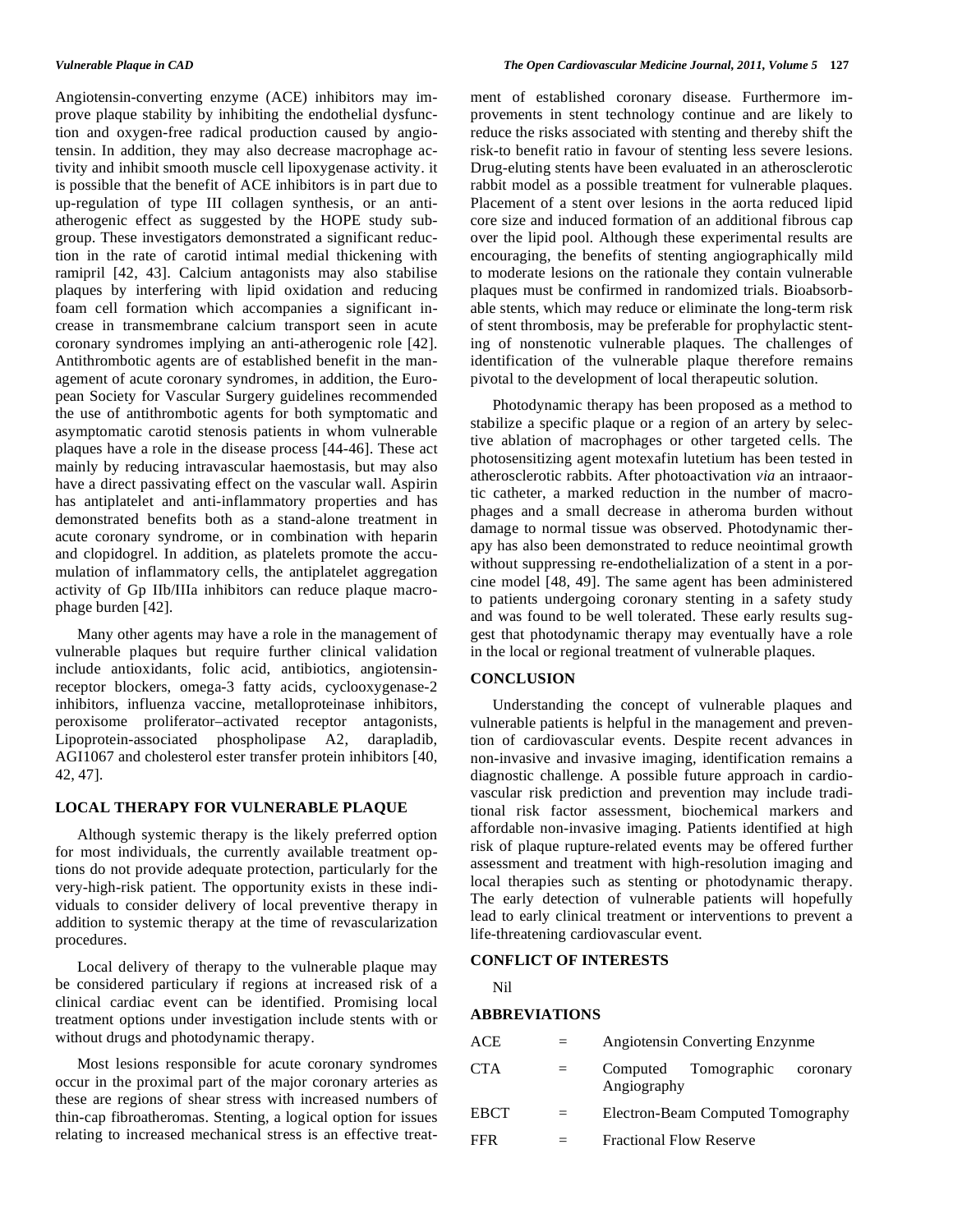Angiotensin-converting enzyme (ACE) inhibitors may improve plaque stability by inhibiting the endothelial dysfunction and oxygen-free radical production caused by angiotensin. In addition, they may also decrease macrophage activity and inhibit smooth muscle cell lipoxygenase activity. it is possible that the benefit of ACE inhibitors is in part due to up-regulation of type III collagen synthesis, or an anti-atherogenic effect as suggested by the HOPE study subgroup. These investigators demonstrated a significant reduction in the rate of carotid intimal medial thickening with ramipril [42, 43]. Calcium antagonists may also stabilise plaques by interfering with lipid oxidation and reducing foam cell formation which accompanies a significant increase in transmembrane calcium transport seen in acute coronary syndromes implying an anti-atherogenic role [42]. Antithrombotic agents are of established benefit in the management of acute coronary syndromes, in addition, the European Society for Vascular Surgery guidelines recommended the use of antithrombotic agents for both symptomatic and asymptomatic carotid stenosis patients in whom vulnerable plaques have a role in the disease process [44-46]. These act mainly by reducing intravascular haemostasis, but may also have a direct passivating effect on the vascular wall. Aspirin has antiplatelet and anti-inflammatory properties and has demonstrated benefits both as a stand-alone treatment in acute coronary syndrome, or in combination with heparin and clopidogrel. In addition, as platelets promote the accumulation of inflammatory cells, the antiplatelet aggregation activity of Gp IIb/IIIa inhibitors can reduce plaque macrophage burden [42].

Many other agents may have a role in the management of vulnerable plaques but require further clinical validation include antioxidants, folic acid, antibiotics, angiotensin-receptor blockers, omega-3 fatty acids, cyclooxygenase-2 inhibitors, influenza vaccine, metalloproteinase inhibitors, peroxisome proliferator–activated receptor antagonists, Lipoprotein-associated phospholipase A2, darapladib, AGI1067 and cholesterol ester transfer protein inhibitors [40, 42, 47].

## LOCAL THERAPY FOR VULNERABLE PLAQUE

Although systemic therapy is the likely preferred option for most individuals, the currently available treatment options do not provide adequate protection, particularly for the very-high-risk patient. The opportunity exists in these individuals to consider delivery of local preventive therapy in addition to systemic therapy at the time of revascularization procedures.

Local delivery of therapy to the vulnerable plaque may be considered particulary if regions at increased risk of a clinical cardiac event can be identified. Promising local treatment options under investigation include stents with or without drugs and photodynamic therapy.

Most lesions responsible for acute coronary syndromes occur in the proximal part of the major coronary arteries as these are regions of shear stress with increased numbers of thin-cap fibroatheromas. Stenting, a logical option for issues relating to increased mechanical stress is an effective treatment of established coronary disease. Furthermore improvements in stent technology continue and are likely to reduce the risks associated with stenting and thereby shift the risk-to benefit ratio in favour of stenting less severe lesions. Drug-eluting stents have been evaluated in an atherosclerotic rabbit model as a possible treatment for vulnerable plaques. Placement of a stent over lesions in the aorta reduced lipid core size and induced formation of an additional fibrous cap over the lipid pool. Although these experimental results are encouraging, the benefits of stenting angiographically mild to moderate lesions on the rationale they contain vulnerable plaques must be confirmed in randomized trials. Bioabsorbable stents, which may reduce or eliminate the long-term risk of stent thrombosis, may be preferable for prophylactic stenting of nonstenotic vulnerable plaques. The challenges of identification of the vulnerable plaque therefore remains pivotal to the development of local therapeutic solution.

Photodynamic therapy has been proposed as a method to stabilize a specific plaque or a region of an artery by selective ablation of macrophages or other targeted cells. The photosensitizing agent motexafin lutetium has been tested in atherosclerotic rabbits. After photoactivation *via* an intraaortic catheter, a marked reduction in the number of macrophages and a small decrease in atheroma burden without damage to normal tissue was observed. Photodynamic therapy has also been demonstrated to reduce neointimal growth without suppressing re-endothelialization of a stent in a porcine model [48, 49]. The same agent has been administered to patients undergoing coronary stenting in a safety study and was found to be well tolerated. These early results suggest that photodynamic therapy may eventually have a role in the local or regional treatment of vulnerable plaques.

## CONCLUSION

Understanding the concept of vulnerable plaques and vulnerable patients is helpful in the management and prevention of cardiovascular events. Despite recent advances in non-invasive and invasive imaging, identification remains a diagnostic challenge. A possible future approach in cardiovascular risk prediction and prevention may include traditional risk factor assessment, biochemical markers and affordable non-invasive imaging. Patients identified at high risk of plaque rupture-related events may be offered further assessment and treatment with high-resolution imaging and local therapies such as stenting or photodynamic therapy. The early detection of vulnerable patients will hopefully lead to early clinical treatment or interventions to prevent a life-threatening cardiovascular event.

## CONFLICT OF INTERESTS

Nil

## ABBREVIATIONS

| | | |
|---|---|---|
| ACE | = | Angiotensin Converting Enzynme |
| CTA | = | Computed Tomographic coronary Angiography |
| EBCT | = | Electron-Beam Computed Tomography |
| FFR | = | Fractional Flow Reserve |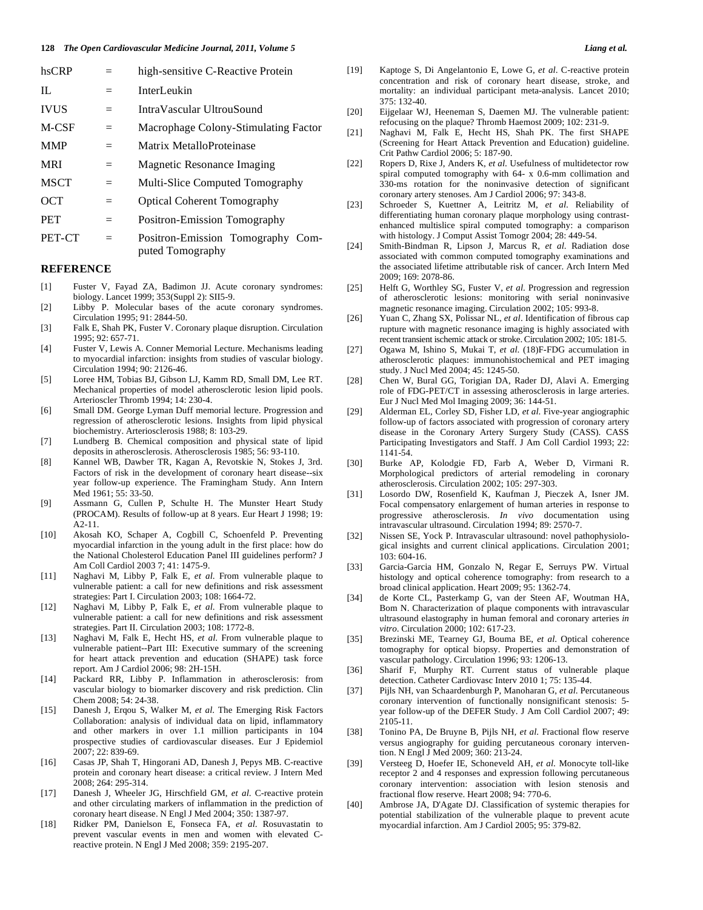| | | |
|---|---|---|
| hsCRP | = | high-sensitive C-Reactive Protein |
| IL | = | InterLeukin |
| IVUS | = | IntraVascular UltrouSound |
| M-CSF | = | Macrophage Colony-Stimulating Factor |
| MMP | = | Matrix MetalloProteinase |
| MRI | = | Magnetic Resonance Imaging |
| MSCT | = | Multi-Slice Computed Tomography |
| OCT | = | Optical Coherent Tomography |
| PET | = | Positron-Emission Tomography |
| PET-CT | = | Positron-Emission Tomography Computed Tomography |

## REFERENCE

[1] Fuster V, Fayad ZA, Badimon JJ. Acute coronary syndromes: biology. Lancet 1999; 353(Suppl 2): SII5-9.

[2] Libby P. Molecular bases of the acute coronary syndromes. Circulation 1995; 91: 2844-50.

[3] Falk E, Shah PK, Fuster V. Coronary plaque disruption. Circulation 1995; 92: 657-71.

[4] Fuster V, Lewis A. Conner Memorial Lecture. Mechanisms leading to myocardial infarction: insights from studies of vascular biology. Circulation 1994; 90: 2126-46.

[5] Loree HM, Tobias BJ, Gibson LJ, Kamm RD, Small DM, Lee RT. Mechanical properties of model atherosclerotic lesion lipid pools. Arterioscler Thromb 1994; 14: 230-4.

[6] Small DM. George Lyman Duff memorial lecture. Progression and regression of atherosclerotic lesions. Insights from lipid physical biochemistry. Arteriosclerosis 1988; 8: 103-29.

[7] Lundberg B. Chemical composition and physical state of lipid deposits in atherosclerosis. Atherosclerosis 1985; 56: 93-110.

[8] Kannel WB, Dawber TR, Kagan A, Revotskie N, Stokes J, 3rd. Factors of risk in the development of coronary heart disease--six year follow-up experience. The Framingham Study. Ann Intern Med 1961; 55: 33-50.

[9] Assmann G, Cullen P, Schulte H. The Munster Heart Study (PROCAM). Results of follow-up at 8 years. Eur Heart J 1998; 19: A2-11.

[10] Akosah KO, Schaper A, Cogbill C, Schoenfeld P. Preventing myocardial infarction in the young adult in the first place: how do the National Cholesterol Education Panel III guidelines perform? J Am Coll Cardiol 2003 7; 41: 1475-9.

[11] Naghavi M, Libby P, Falk E, *et al*. From vulnerable plaque to vulnerable patient: a call for new definitions and risk assessment strategies: Part I. Circulation 2003; 108: 1664-72.

[12] Naghavi M, Libby P, Falk E, *et al*. From vulnerable plaque to vulnerable patient: a call for new definitions and risk assessment strategies. Part II. Circulation 2003; 108: 1772-8.

[13] Naghavi M, Falk E, Hecht HS, *et al*. From vulnerable plaque to vulnerable patient--Part III: Executive summary of the screening for heart attack prevention and education (SHAPE) task force report. Am J Cardiol 2006; 98: 2H-15H.

[14] Packard RR, Libby P. Inflammation in atherosclerosis: from vascular biology to biomarker discovery and risk prediction. Clin Chem 2008; 54: 24-38.

[15] Danesh J, Erqou S, Walker M, *et al*. The Emerging Risk Factors Collaboration: analysis of individual data on lipid, inflammatory and other markers in over 1.1 million participants in 104 prospective studies of cardiovascular diseases. Eur J Epidemiol 2007; 22: 839-69.

[16] Casas JP, Shah T, Hingorani AD, Danesh J, Pepys MB. C-reactive protein and coronary heart disease: a critical review. J Intern Med 2008; 264: 295-314.

[17] Danesh J, Wheeler JG, Hirschfield GM, *et al*. C-reactive protein and other circulating markers of inflammation in the prediction of coronary heart disease. N Engl J Med 2004; 350: 1387-97.

[18] Ridker PM, Danielson E, Fonseca FA, *et al*. Rosuvastatin to prevent vascular events in men and women with elevated C-reactive protein. N Engl J Med 2008; 359: 2195-207.

[19] Kaptoge S, Di Angelantonio E, Lowe G, *et al*. C-reactive protein concentration and risk of coronary heart disease, stroke, and mortality: an individual participant meta-analysis. Lancet 2010; 375: 132-40.

[20] Eijgelaar WJ, Heeneman S, Daemen MJ. The vulnerable patient: refocusing on the plaque? Thromb Haemost 2009; 102: 231-9.

[21] Naghavi M, Falk E, Hecht HS, Shah PK. The first SHAPE (Screening for Heart Attack Prevention and Education) guideline. Crit Pathw Cardiol 2006; 5: 187-90.

[22] Ropers D, Rixe J, Anders K, *et al*. Usefulness of multidetector row spiral computed tomography with 64- x 0.6-mm collimation and 330-ms rotation for the noninvasive detection of significant coronary artery stenoses. Am J Cardiol 2006; 97: 343-8.

[23] Schroeder S, Kuettner A, Leitritz M, *et al*. Reliability of differentiating human coronary plaque morphology using contrast-enhanced multislice spiral computed tomography: a comparison with histology. J Comput Assist Tomogr 2004; 28: 449-54.

[24] Smith-Bindman R, Lipson J, Marcus R, *et al*. Radiation dose associated with common computed tomography examinations and the associated lifetime attributable risk of cancer. Arch Intern Med 2009; 169: 2078-86.

[25] Helft G, Worthley SG, Fuster V, *et al*. Progression and regression of atherosclerotic lesions: monitoring with serial noninvasive magnetic resonance imaging. Circulation 2002; 105: 993-8.

[26] Yuan C, Zhang SX, Polissar NL, *et al*. Identification of fibrous cap rupture with magnetic resonance imaging is highly associated with recent transient ischemic attack or stroke. Circulation 2002; 105: 181-5.

[27] Ogawa M, Ishino S, Mukai T, *et al*. (18)F-FDG accumulation in atherosclerotic plaques: immunohistochemical and PET imaging study. J Nucl Med 2004; 45: 1245-50.

[28] Chen W, Bural GG, Torigian DA, Rader DJ, Alavi A. Emerging role of FDG-PET/CT in assessing atherosclerosis in large arteries. Eur J Nucl Med Mol Imaging 2009; 36: 144-51.

[29] Alderman EL, Corley SD, Fisher LD, *et al*. Five-year angiographic follow-up of factors associated with progression of coronary artery disease in the Coronary Artery Surgery Study (CASS). CASS Participating Investigators and Staff. J Am Coll Cardiol 1993; 22: 1141-54.

[30] Burke AP, Kolodgie FD, Farb A, Weber D, Virmani R. Morphological predictors of arterial remodeling in coronary atherosclerosis. Circulation 2002; 105: 297-303.

[31] Losordo DW, Rosenfield K, Kaufman J, Pieczek A, Isner JM. Focal compensatory enlargement of human arteries in response to progressive atherosclerosis. *In vivo* documentation using intravascular ultrasound. Circulation 1994; 89: 2570-7.

[32] Nissen SE, Yock P. Intravascular ultrasound: novel pathophysiological insights and current clinical applications. Circulation 2001; 103: 604-16.

[33] Garcia-Garcia HM, Gonzalo N, Regar E, Serruys PW. Virtual histology and optical coherence tomography: from research to a broad clinical application. Heart 2009; 95: 1362-74.

[34] de Korte CL, Pasterkamp G, van der Steen AF, Woutman HA, Bom N. Characterization of plaque components with intravascular ultrasound elastography in human femoral and coronary arteries *in vitro*. Circulation 2000; 102: 617-23.

[35] Brezinski ME, Tearney GJ, Bouma BE, *et al*. Optical coherence tomography for optical biopsy. Properties and demonstration of vascular pathology. Circulation 1996; 93: 1206-13.

[36] Sharif F, Murphy RT. Current status of vulnerable plaque detection. Catheter Cardiovasc Interv 2010 1; 75: 135-44.

[37] Pijls NH, van Schaardenburgh P, Manoharan G, *et al*. Percutaneous coronary intervention of functionally nonsignificant stenosis: 5-year follow-up of the DEFER Study. J Am Coll Cardiol 2007; 49: 2105-11.

[38] Tonino PA, De Bruyne B, Pijls NH, *et al*. Fractional flow reserve versus angiography for guiding percutaneous coronary intervention. N Engl J Med 2009; 360: 213-24.

[39] Versteeg D, Hoefer IE, Schoneveld AH, *et al*. Monocyte toll-like receptor 2 and 4 responses and expression following percutaneous coronary intervention: association with lesion stenosis and fractional flow reserve. Heart 2008; 94: 770-6.

[40] Ambrose JA, D'Agate DJ. Classification of systemic therapies for potential stabilization of the vulnerable plaque to prevent acute myocardial infarction. Am J Cardiol 2005; 95: 379-82.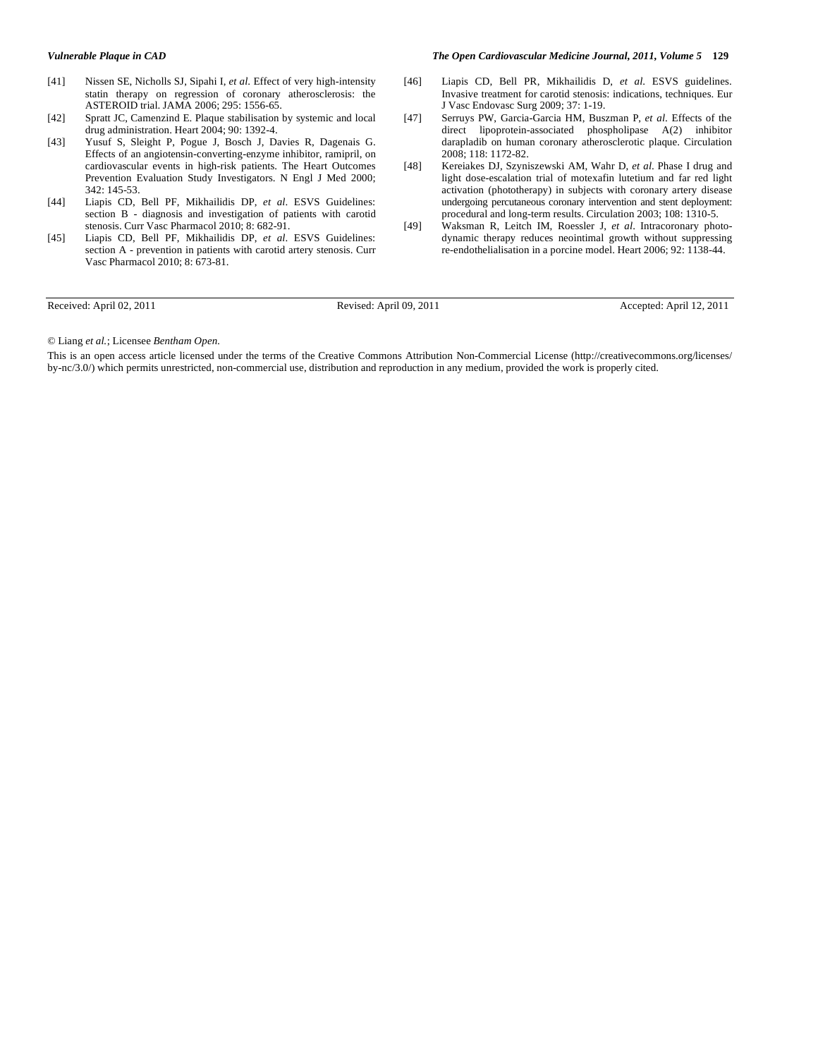[41] Nissen SE, Nicholls SJ, Sipahi I, *et al*. Effect of very high-intensity statin therapy on regression of coronary atherosclerosis: the ASTEROID trial. JAMA 2006; 295: 1556-65.

[42] Spratt JC, Camenzind E. Plaque stabilisation by systemic and local drug administration. Heart 2004; 90: 1392-4.

[43] Yusuf S, Sleight P, Pogue J, Bosch J, Davies R, Dagenais G. Effects of an angiotensin-converting-enzyme inhibitor, ramipril, on cardiovascular events in high-risk patients. The Heart Outcomes Prevention Evaluation Study Investigators. N Engl J Med 2000; 342: 145-53.

[44] Liapis CD, Bell PF, Mikhailidis DP, *et al*. ESVS Guidelines: section B - diagnosis and investigation of patients with carotid stenosis. Curr Vasc Pharmacol 2010; 8: 682-91.

[45] Liapis CD, Bell PF, Mikhailidis DP, *et al*. ESVS Guidelines: section A - prevention in patients with carotid artery stenosis. Curr Vasc Pharmacol 2010; 8: 673-81.

[46] Liapis CD, Bell PR, Mikhailidis D, *et al*. ESVS guidelines. Invasive treatment for carotid stenosis: indications, techniques. Eur J Vasc Endovasc Surg 2009; 37: 1-19.

[47] Serruys PW, Garcia-Garcia HM, Buszman P, *et al*. Effects of the direct lipoprotein-associated phospholipase A(2) inhibitor darapladib on human coronary atherosclerotic plaque. Circulation 2008; 118: 1172-82.

[48] Kereiakes DJ, Szyniszewski AM, Wahr D, *et al*. Phase I drug and light dose-escalation trial of motexafin lutetium and far red light activation (phototherapy) in subjects with coronary artery disease undergoing percutaneous coronary intervention and stent deployment: procedural and long-term results. Circulation 2003; 108: 1310-5.

[49] Waksman R, Leitch IM, Roessler J, *et al*. Intracoronary photodynamic therapy reduces neointimal growth without suppressing re-endothelialisation in a porcine model. Heart 2006; 92: 1138-44.

Received: April 02, 2011 Revised: April 09, 2011 Accepted: April 12, 2011

© Liang *et al*.; Licensee *Bentham Open*.

This is an open access article licensed under the terms of the Creative Commons Attribution Non-Commercial License (http://creativecommons.org/licenses/by-nc/3.0/) which permits unrestricted, non-commercial use, distribution and reproduction in any medium, provided the work is properly cited.